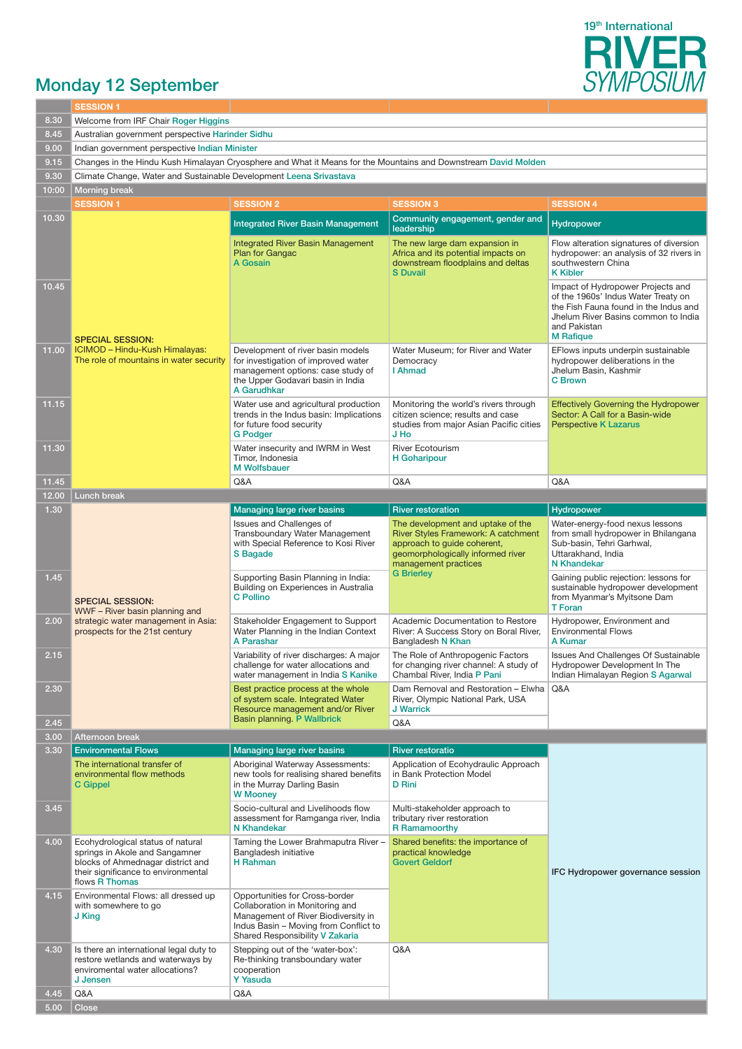19th International RIVER SYMPOSIUM

## Monday 12 September

| | SESSION 1 | | | |
|---|---|---|---|---|
| 8.30 | Welcome from IRF Chair Roger Higgins | | | |
| 8.45 | Australian government perspective Harinder Sidhu | | | |
| 9.00 | Indian government perspective Indian Minister | | | |
| 9.15 | Changes in the Hindu Kush Himalayan Cryosphere and What it Means for the Mountains and Downstream David Molden | | | |
| 9.30 | Climate Change, Water and Sustainable Development Leena Srivastava | | | |
| 10:00 | Morning break | | | |
| | **SESSION 1** | **SESSION 2** | **SESSION 3** | **SESSION 4** |
| 10.30 | **SPECIAL SESSION:** ICIMOD – Hindu-Kush Himalayas: The role of mountains in water security | **Integrated River Basin Management** | **Community engagement, gender and leadership** | **Hydropower** |
| 10.30 | | Integrated River Basin Management Plan for Gangac A Gosain | The new large dam expansion in Africa and its potential impacts on downstream floodplains and deltas S Duvail | Flow alteration signatures of diversion hydropower: an analysis of 32 rivers in southwestern China K Kibler |
| 10.45 | | | | Impact of Hydropower Projects and of the 1960s' Indus Water Treaty on the Fish Fauna found in the Indus and Jhelum River Basins common to India and Pakistan M Rafique |
| 11.00 | | Development of river basin models for investigation of improved water management options: case study of the Upper Godavari basin in India A Garudhkar | Water Museum; for River and Water Democracy I Ahmad | EFlows inputs underpin sustainable hydropower deliberations in the Jhelum Basin, Kashmir C Brown |
| 11.15 | | Water use and agricultural production trends in the Indus basin: Implications for future food security G Podger | Monitoring the world's rivers through citizen science; results and case studies from major Asian Pacific cities J Ho | Effectively Governing the Hydropower Sector: A Call for a Basin-wide Perspective K Lazarus |
| 11.30 | | Water insecurity and IWRM in West Timor, Indonesia M Wolfsbauer | River Ecotourism H Goharipour | |
| 11.45 | | Q&A | Q&A | Q&A |
| 12.00 | Lunch break | | | |
| 1.30 | **SPECIAL SESSION:** WWF – River basin planning and strategic water management in Asia: prospects for the 21st century | **Managing large river basins** | **River restoration** | **Hydropower** |
| 1.30 | | Issues and Challenges of Transboundary Water Management with Special Reference to Kosi River S Bagade | The development and uptake of the River Styles Framework: A catchment approach to guide coherent, geomorphologically informed river management practices G Brierley | Water-energy-food nexus lessons from small hydropower in Bhilangana Sub-basin, Tehri Garhwal, Uttarakhand, India N Khandekar |
| 1.45 | | Supporting Basin Planning in India: Building on Experiences in Australia C Pollino | | Gaining public rejection: lessons for sustainable hydropower development from Myanmar's Myitsone Dam T Foran |
| 2.00 | | Stakeholder Engagement to Support Water Planning in the Indian Context A Parashar | Academic Documentation to Restore River: A Success Story on Boral River, Bangladesh N Khan | Hydropower, Environment and Environmental Flows A Kumar |
| 2.15 | | Variability of river discharges: A major challenge for water allocations and water management in India S Kanike | The Role of Anthropogenic Factors for changing river channel: A study of Chambal River, India P Pani | Issues And Challenges Of Sustainable Hydropower Development In The Indian Himalayan Region S Agarwal |
| 2.30 | | Best practice process at the whole of system scale. Integrated Water Resource management and/or River Basin planning. P Wallbrick | Dam Removal and Restoration – Elwha River, Olympic National Park, USA J Warrick | Q&A |
| 2.45 | | | Q&A | |
| 3.00 | Afternoon break | | | |
| 3.30 | **Environmental Flows** | **Managing large river basins** | **River restoratio** | IFC Hydropower governance session |
| 3.30 | The international transfer of environmental flow methods C Gippel | Aboriginal Waterway Assessments: new tools for realising shared benefits in the Murray Darling Basin W Mooney | Application of Ecohydraulic Approach in Bank Protection Model D Rini | |
| 3.45 | | Socio-cultural and Livelihoods flow assessment for Ramganga river, India N Khandekar | Multi-stakeholder approach to tributary river restoration R Ramamoorthy | |
| 4.00 | Ecohydrological status of natural springs in Akole and Sangamner blocks of Ahmednagar district and their significance to environmental flows R Thomas | Taming the Lower Brahmaputra River – Bangladesh initiative H Rahman | Shared benefits: the importance of practical knowledge Govert Geldorf | |
| 4.15 | Environmental Flows: all dressed up with somewhere to go J King | Opportunities for Cross-border Collaboration in Monitoring and Management of River Biodiversity in Indus Basin – Moving from Conflict to Shared Responsibility V Zakaria | | |
| 4.30 | Is there an international legal duty to restore wetlands and waterways by enviromental water allocations? J Jensen | Stepping out of the 'water-box': Re-thinking transboundary water cooperation Y Yasuda | Q&A | |
| 4.45 | Q&A | Q&A | | |
| 5.00 | Close | | | |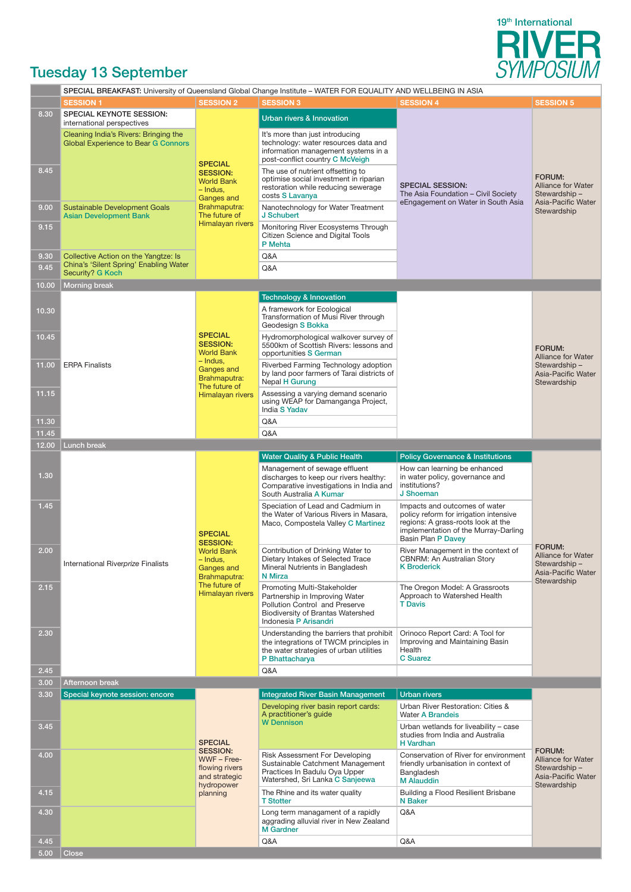19th International RIVER SYMPOSIUM

# Tuesday 13 September

**SPECIAL BREAKFAST:** University of Queensland Global Change Institute – WATER FOR EQUALITY AND WELLBEING IN ASIA

| | SESSION 1 | SESSION 2 | SESSION 3 | SESSION 4 | SESSION 5 |
|---|---|---|---|---|---|
| 8.30 | **SPECIAL KEYNOTE SESSION:** international perspectives | **SPECIAL SESSION:** World Bank – Indus, Ganges and Brahmaputra: The future of Himalayan rivers | Urban rivers & Innovation | **SPECIAL SESSION:** The Asia Foundation – Civil Society eEngagement on Water in South Asia | **FORUM:** Alliance for Water Stewardship – Asia-Pacific Water Stewardship |
| | Cleaning India's Rivers: Bringing the Global Experience to Bear G Connors | | It's more than just introducing technology: water resources data and information management systems in a post-conflict country C McVeigh | | |
| 8.45 | | | The use of nutrient offsetting to optimise social investment in riparian restoration while reducing sewerage costs S Lavanya | | |
| 9.00 | Sustainable Development Goals Asian Development Bank | | Nanotechnology for Water Treatment J Schubert | | |
| 9.15 | | | Monitoring River Ecosystems Through Citizen Science and Digital Tools P Mehta | | |
| 9.30 | Collective Action on the Yangtze: Is China's 'Silent Spring' Enabling Water Security? G Koch | | Q&A | | |
| 9.45 | | | Q&A | | |
| 10.00 | Morning break | | | | |
| | ERPA Finalists | **SPECIAL SESSION:** World Bank – Indus, Ganges and Brahmaputra: The future of Himalayan rivers | Technology & Innovation | | **FORUM:** Alliance for Water Stewardship – Asia-Pacific Water Stewardship |
| 10.30 | | | A framework for Ecological Transformation of Musi River through Geodesign S Bokka | | |
| 10.45 | | | Hydromorphological walkover survey of 5500km of Scottish Rivers: lessons and opportunities S German | | |
| 11.00 | | | Riverbed Farming Technology adoption by land poor farmers of Tarai districts of Nepal H Gurung | | |
| 11.15 | | | Assessing a varying demand scenario using WEAP for Damanganga Project, India S Yadav | | |
| 11.30 | | | Q&A | | |
| 11.45 | | | Q&A | | |
| 12.00 | Lunch break | | | | |
| | International Riverprize Finalists | **SPECIAL SESSION:** World Bank – Indus, Ganges and Brahmaputra: The future of Himalayan rivers | Water Quality & Public Health | Policy Governance & Institutions | **FORUM:** Alliance for Water Stewardship – Asia-Pacific Water Stewardship |
| 1.30 | | | Management of sewage effluent discharges to keep our rivers healthy: Comparative investigations in India and South Australia A Kumar | How can learning be enhanced in water policy, governance and institutions? J Shoeman | |
| 1.45 | | | Speciation of Lead and Cadmium in the Water of Various Rivers in Masara, Maco, Compostela Valley C Martinez | Impacts and outcomes of water policy reform for irrigation intensive regions: A grass-roots look at the implementation of the Murray-Darling Basin Plan P Davey | |
| 2.00 | | | Contribution of Drinking Water to Dietary Intakes of Selected Trace Mineral Nutrients in Bangladesh N Mirza | River Management in the context of CBNRM: An Australian Story K Broderick | |
| 2.15 | | | Promoting Multi-Stakeholder Partnership in Improving Water Pollution Control and Preserve Biodiversity of Brantas Watershed Indonesia P Arisandri | The Oregon Model: A Grassroots Approach to Watershed Health T Davis | |
| 2.30 | | | Understanding the barriers that prohibit the integrations of TWCM principles in the water strategies of urban utilities P Bhattacharya | Orinoco Report Card: A Tool for Improving and Maintaining Basin Health C Suarez | |
| 2.45 | | | Q&A | | |
| 3.00 | Afternoon break | | | | |
| 3.30 | Special keynote session: encore | **SPECIAL SESSION:** WWF – Free-flowing rivers and strategic hydropower planning | Integrated River Basin Management | Urban rivers | **FORUM:** Alliance for Water Stewardship – Asia-Pacific Water Stewardship |
| | | | Developing river basin report cards: A practitioner's guide W Dennison | Urban River Restoration: Cities & Water A Brandeis | |
| 3.45 | | | | Urban wetlands for liveability – case studies from India and Australia H Vardhan | |
| 4.00 | | | Risk Assessment For Developing Sustainable Catchment Management Practices In Badulu Oya Upper Watershed, Sri Lanka C Sanjeewa | Conservation of River for environment friendly urbanisation in context of Bangladesh M Alauddin | |
| 4.15 | | | The Rhine and its water quality T Stotter | Building a Flood Resilient Brisbane N Baker | |
| 4.30 | | | Long term managament of a rapidly aggrading alluvial river in New Zealand M Gardner | Q&A | |
| 4.45 | | | Q&A | Q&A | |
| 5.00 | Close | | | | |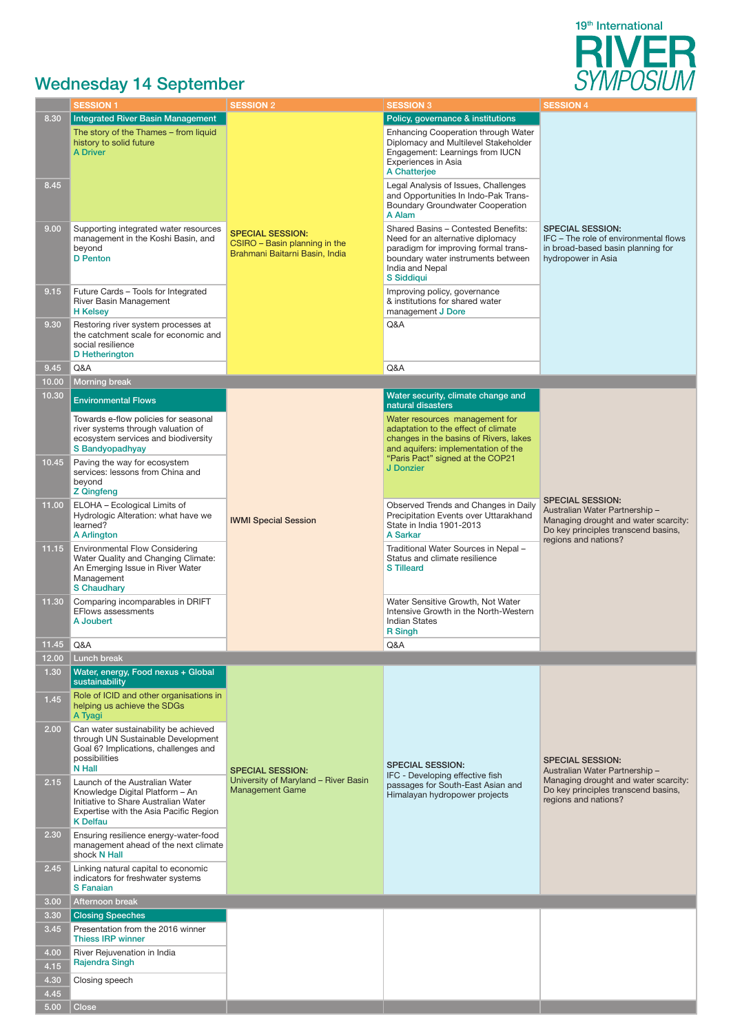# 19th International RIVER SYMPOSIUM

## Wednesday 14 September

| | SESSION 1 | SESSION 2 | SESSION 3 | SESSION 4 |
|---|---|---|---|---|
| 8.30 | **Integrated River Basin Management** | **SPECIAL SESSION:** CSIRO – Basin planning in the Brahmani Baitarni Basin, India | **Policy, governance & institutions** | **SPECIAL SESSION:** IFC – The role of environmental flows in broad-based basin planning for hydropower in Asia |
| | The story of the Thames – from liquid history to solid future A Driver | | Enhancing Cooperation through Water Diplomacy and Multilevel Stakeholder Engagement: Learnings from IUCN Experiences in Asia A Chatterjee | |
| 8.45 | | | Legal Analysis of Issues, Challenges and Opportunities In Indo-Pak Trans-Boundary Groundwater Cooperation A Alam | |
| 9.00 | Supporting integrated water resources management in the Koshi Basin, and beyond D Penton | | Shared Basins – Contested Benefits: Need for an alternative diplomacy paradigm for improving formal trans-boundary water instruments between India and Nepal S Siddiqui | |
| 9.15 | Future Cards – Tools for Integrated River Basin Management H Kelsey | | Improving policy, governance & institutions for shared water management J Dore | |
| 9.30 | Restoring river system processes at the catchment scale for economic and social resilience D Hetherington | | Q&A | |
| 9.45 | Q&A | | Q&A | |
| 10.00 | Morning break | | | |
| 10.30 | **Environmental Flows** | IWMI Special Session | **Water security, climate change and natural disasters** | **SPECIAL SESSION:** Australian Water Partnership – Managing drought and water scarcity: Do key principles transcend basins, regions and nations? |
| | Towards e-flow policies for seasonal river systems through valuation of ecosystem services and biodiversity S Bandyopadhyay | | Water resources management for adaptation to the effect of climate changes in the basins of Rivers, lakes and aquifers: implementation of the “Paris Pact” signed at the COP21 J Donzier | |
| 10.45 | Paving the way for ecosystem services: lessons from China and beyond Z Qingfeng | | | |
| 11.00 | ELOHA – Ecological Limits of Hydrologic Alteration: what have we learned? A Arlington | | Observed Trends and Changes in Daily Precipitation Events over Uttarakhand State in India 1901-2013 A Sarkar | |
| 11.15 | Environmental Flow Considering Water Quality and Changing Climate: An Emerging Issue in River Water Management S Chaudhary | | Traditional Water Sources in Nepal – Status and climate resilience S Tilleard | |
| 11.30 | Comparing incomparables in DRIFT EFlows assessments A Joubert | | Water Sensitive Growth, Not Water Intensive Growth in the North-Western Indian States R Singh | |
| 11.45 | Q&A | | Q&A | |
| 12.00 | Lunch break | | | |
| 1.30 | **Water, energy, Food nexus + Global sustainability** | **SPECIAL SESSION:** University of Maryland – River Basin Management Game | **SPECIAL SESSION:** IFC - Developing effective fish passages for South-East Asian and Himalayan hydropower projects | **SPECIAL SESSION:** Australian Water Partnership – Managing drought and water scarcity: Do key principles transcend basins, regions and nations? |
| 1.45 | Role of ICID and other organisations in helping us achieve the SDGs A Tyagi | | | |
| 2.00 | Can water sustainability be achieved through UN Sustainable Development Goal 6? Implications, challenges and possibilities N Hall | | | |
| 2.15 | Launch of the Australian Water Knowledge Digital Platform – An Initiative to Share Australian Water Expertise with the Asia Pacific Region K Delfau | | | |
| 2.30 | Ensuring resilience energy-water-food management ahead of the next climate shock N Hall | | | |
| 2.45 | Linking natural capital to economic indicators for freshwater systems S Fanaian | | | |
| 3.00 | Afternoon break | | | |
| 3.30 | **Closing Speeches** | | | |
| 3.45 | Presentation from the 2016 winner Thiess IRP winner | | | |
| 4.00 | River Rejuvenation in India Rajendra Singh | | | |
| 4.15 | | | | |
| 4.30 | Closing speech | | | |
| 4.45 | | | | |
| 5.00 | Close | | | |